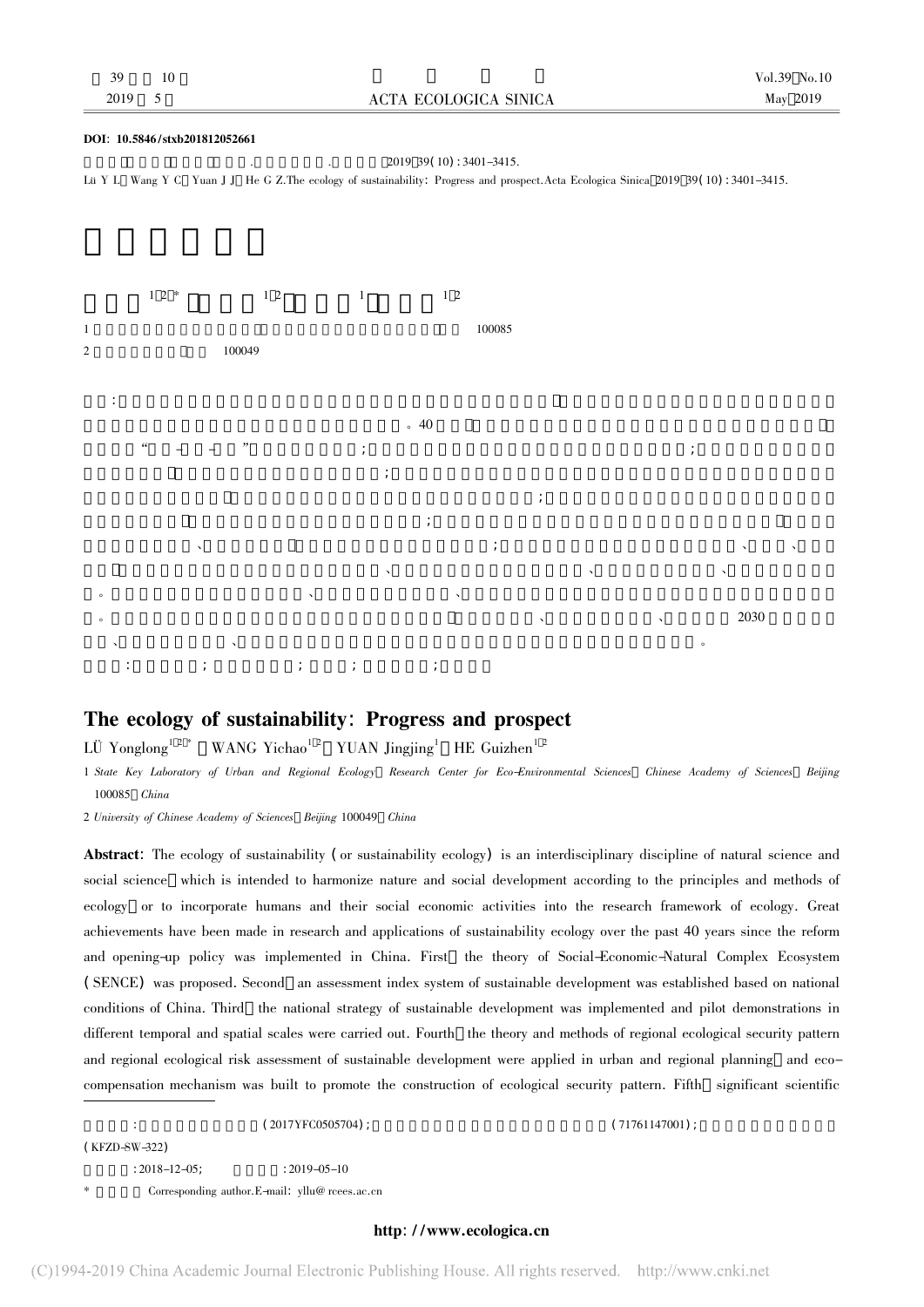**DOI: 10.5846/stxb201812052661**

Lü Y L, Wang Y C, Yuan J J, He G Z. The ecology of sustainability: Progress and prospect. Acta Ecologica Sinica, 2019, 39(10): 3401–3415.

# The ecology of sustainability: Progress and prospect

LÜ Yonglong[1,2,*], WANG Yichao[1,2], YUAN Jingjing[1], HE Guizhen[1,2]

1 *State Key Laboratory of Urban and Regional Ecology, Research Center for Eco-Environmental Sciences, Chinese Academy of Sciences, Beijing 100085, China*

2 *University of Chinese Academy of Sciences, Beijing 100049, China*

**Abstract**: The ecology of sustainability (or sustainability ecology) is an interdisciplinary discipline of natural science and social science, which is intended to harmonize nature and social development according to the principles and methods of ecology, or to incorporate humans and their social economic activities into the research framework of ecology. Great achievements have been made in research and applications of sustainability ecology over the past 40 years since the reform and opening-up policy was implemented in China. First, the theory of Social-Economic-Natural Complex Ecosystem (SENCE) was proposed. Second, an assessment index system of sustainable development was established based on national conditions of China. Third, the national strategy of sustainable development was implemented and pilot demonstrations in different temporal and spatial scales were carried out. Fourth, the theory and methods of regional ecological security pattern and regional ecological risk assessment of sustainable development were applied in urban and regional planning, and eco-compensation mechanism was built to promote the construction of ecological security pattern. Fifth, significant scientific

(2017YFC0505704); (71761147001); (KFZD-SW-322)

: 2018-12-05; : 2019-05-10

\* Corresponding author. E-mail: yllu@rcees.ac.cn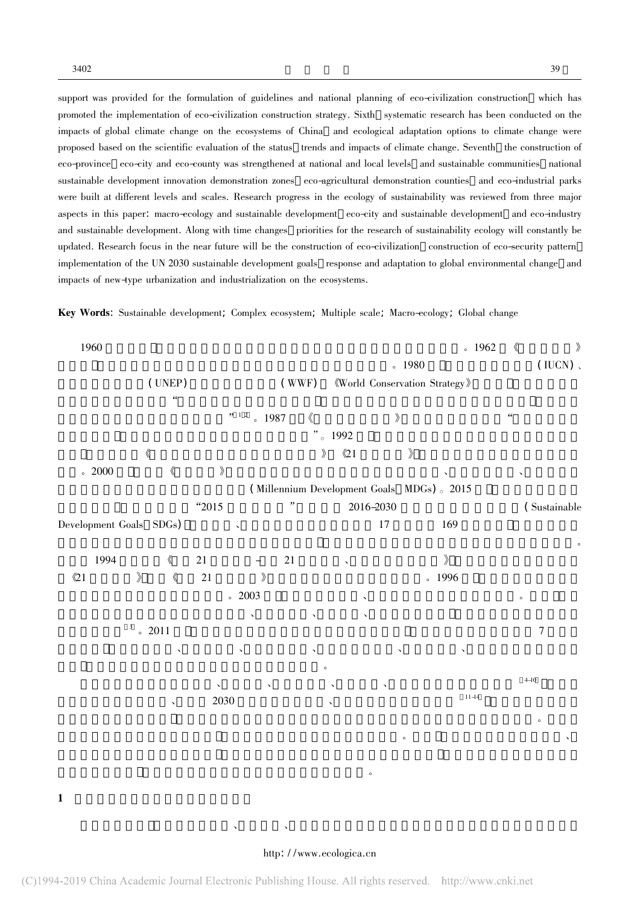support was provided for the formulation of guidelines and national planning of eco-civilization construction which has promoted the implementation of eco-civilization construction strategy. Sixth systematic research has been conducted on the impacts of global climate change on the ecosystems of China and ecological adaptation options to climate change were proposed based on the scientific evaluation of the status trends and impacts of climate change. Seventh the construction of eco-province eco-city and eco-county was strengthened at national and local levels and sustainable communities national sustainable development innovation demonstration zones eco-agricultural demonstration counties and eco-industrial parks were built at different levels and scales. Research progress in the ecology of sustainability was reviewed from three major aspects in this paper: macro-ecology and sustainable development eco-city and sustainable development and eco-industry and sustainable development. Along with time changes priorities for the research of sustainability ecology will constantly be updated. Research focus in the near future will be the construction of eco-civilization construction of eco-security pattern implementation of the UN 2030 sustainable development goals response and adaptation to global environmental change and impacts of new-type urbanization and industrialization on the ecosystems.

**Key Words**: Sustainable development; Complex ecosystem; Multiple scale; Macro-ecology; Global change

1960 。1962 《 》 。1980 (IUCN)、 (UNEP) (WWF) 《World Conservation Strategy》 " "[1-2]。1987 《 》 " "。1992 《 》《21 》 。2000 《 》 、 、 (Millennium Development Goals MDGs)。2015 "2015 " 2016–2030 (Sustainable Development Goals SDGs) 、 17 169 。

1994 《 21 – 21 、 》 《21 》 《 21 》 。1996 。2003 、 。 、 、 、 [3]。2011 7 、 、 、 、 、 。

、 、 、 、 [4-10] 、 2030 、 [11-14] 。 。 、 。

## 1

、 、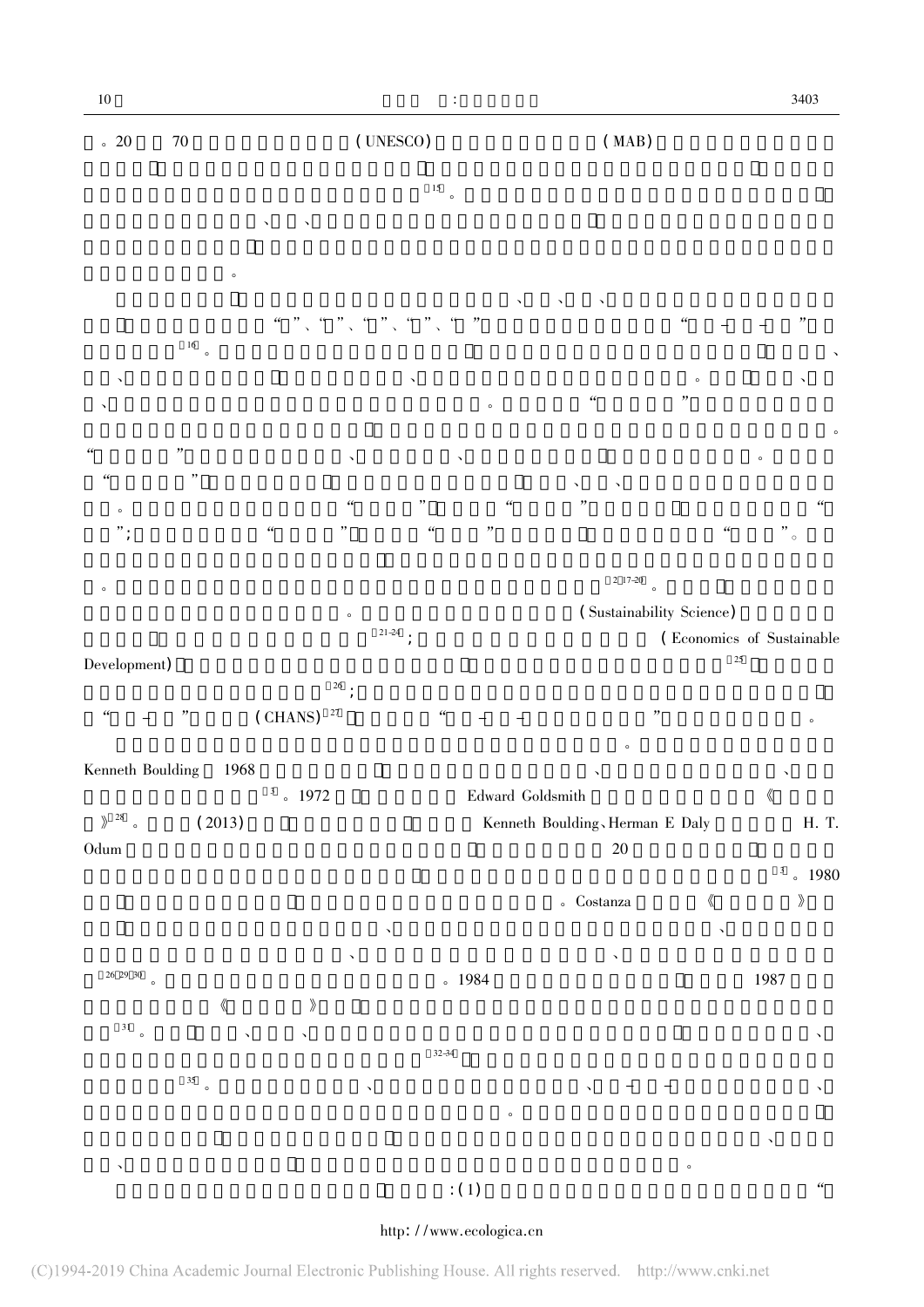。20 70 (UNESCO) (MAB)

[15]。

、 、

。

、 、 、

"" 、"" 、"" 、"" 、"" "—" —"

[16]。 、

、 、 。 、

、 。 " "

。

" " 、 、 。

" " 、 、

。 " " " "

";" " " " " " " " "。

。 [2,17-20]。

。 (Sustainability Science)

[21-24]; (Economics of Sustainable Development) [25]

[26];

"—" (CHANS)[27] "——" 。

。

Kenneth Boulding 1968 、 、

[3]。1972 Edward Goldsmith 《

》[28]。 (2013) Kenneth Boulding、Herman E Daly H. T. Odum 20

[3]。1980

。Costanza 《 》

、 、

、 、

[26,29,30]。 。1984 1987

《 》

[31]。 、 、 、

[32-34]

[35]。 、 、—— 、

。

、

、 。

:(1) "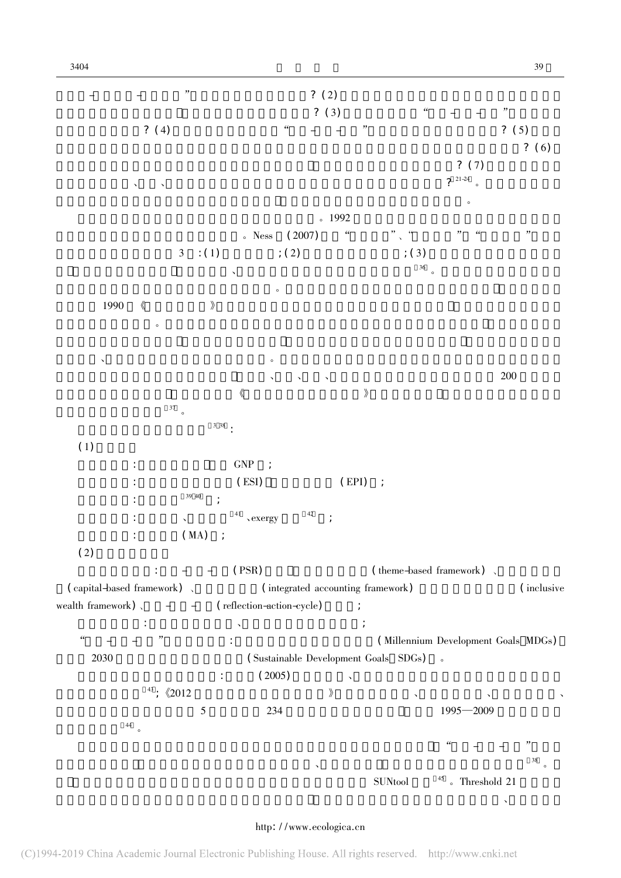– – ” ? (2)

? (3) “ – – ”

? (4) “ – – ” ? (5)

? (6)

? (7)

、 、 ?[21-24]。

。

。1992

。Ness (2007) “ ”、“ ” “ ”

3 : (1) ; (2) ; (3)

、 [36]。

。

1990 《 》

。

、 。

、 、 、 200

《 》

[37]。

[3,38]:

(1)

: GNP ;

: (ESI) (EPI) ;

: [39,40] ;

: 、 [41]、exergy [42] ;

: (MA) ;

(2)

: – – (PSR) (theme-based framework)、(capital-based framework)、 (integrated accounting framework) (inclusive wealth framework)、 – – (reflection-action-cycle) ;

: 、 ;

“ – – ” : (Millennium Development Goals, MDGs) 2030 (Sustainable Development Goals, SDGs) 。

: (2005) 、 [43];《2012 》 、 、 、 5 234 1995—2009 [44]。

“ – – ” 、 [38]。 SUNtool [45]。Threshold 21 、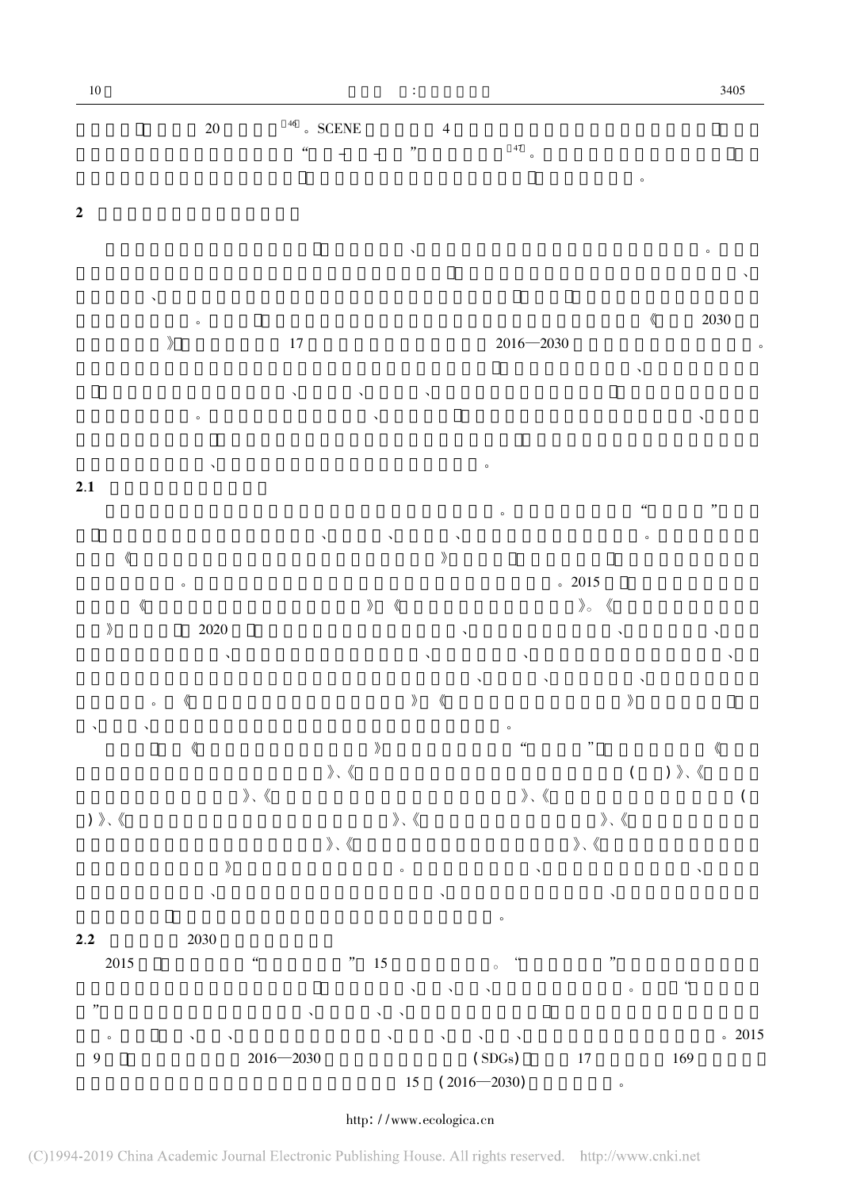20 [46]。SCENE 4

"——"[47]。

。

## 2

、。

、

、

。《2030

》17 2016—2030 。

、

、、、

。、、

、。

### 2.1

。" "

、、、。

《》

。。2015

《》《》。《

》2020 、、、

、、、、

、、、

。《》《》

、、。

《》" "《

》、《 ( )》、《

》、《》、《 (

)》、《》、《》、《

》、《》、《

》。、、

、、、

。

### 2.2 2030

2015 " "15 。" "

、、、。"

"、、、

。、、、、、、。2015

9 2016—2030 (SDGs)17 169

15 (2016—2030) 。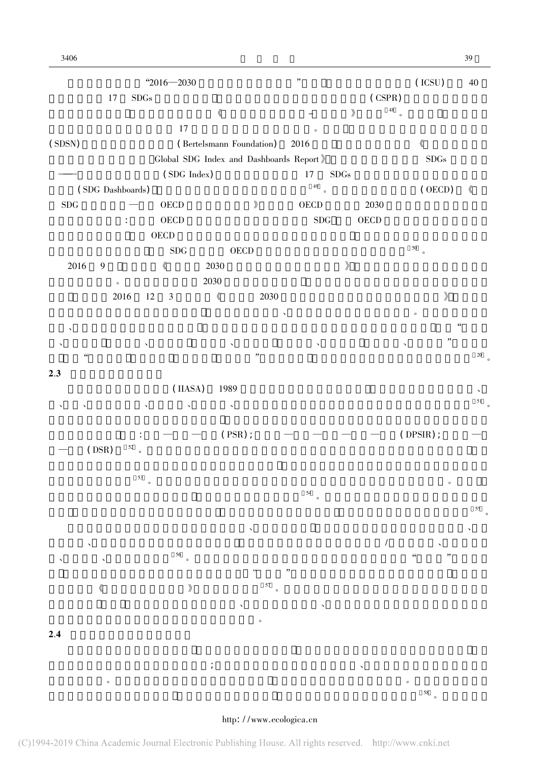"2016—2030 " (ICSU) 40

17 SDGs (CSPR)

《 - 》[48]。

17 。

(SDSN) (Bertelsmann Foundation) 2016 《

Global SDG Index and Dashboards Report》 SDGs

—— (SDG Index) 17 SDGs

(SDG Dashboards) [49]。 (OECD) 《

SDG — OECD 》 OECD 2030

: OECD SDG OECD

OECD

SDG OECD [50]。

2016 9 《 2030 》

。 2030

2016 12 3 《 2030 》

、 。

、 "

、 、 、 、 、 "

" " [20]。

## 2.3

(IIASA) 1989 、

、 、 、 、 、 [51]。

: — — (PSR); — — — — (DPSIR); —

— (DSR) [52]。

[53]。 。

[54]。

[55]。

、 、

、 / 、

、 、 [56]。 " "

" "

《 》 [57]。

、 、

。

## 2.4

; 、

。 。

[58]。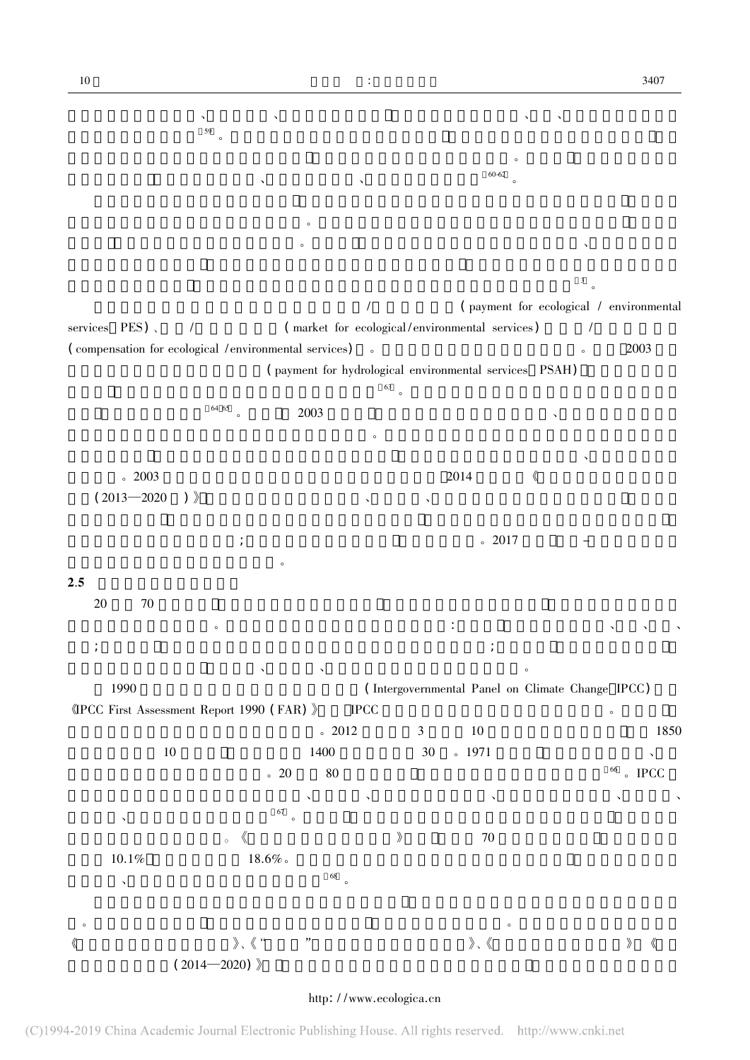、 、 、 、

[59]。

。

、 、 [60-62]。

。

。

、

[3]。

/ (payment for ecological / environmental services PES)、 / (market for ecological/environmental services) / (compensation for ecological /environmental services) 。 。 2003

(payment for hydrological environmental services PSAH)

[63]。

[64,65]。 2003 、

。

、

。2003 2014 《

(2013—2020 )》 、 、

; 。2017 –

。

**2.5**

20 70

。 : 、 、 、

; ;

、 、 。

1990 (Intergovernmental Panel on Climate Change IPCC)

《IPCC First Assessment Report 1990 (FAR)》 IPCC 。

。2012 3 10 1850

10 1400 30 。1971 、

。20 80 [66]。IPCC

、 、 、 、 、

、 [67]。

。《 》 70

10.1% 18.6%。

、 [68]。

。 。

《 》、《"

"

》、《 》《

(2014—2020)》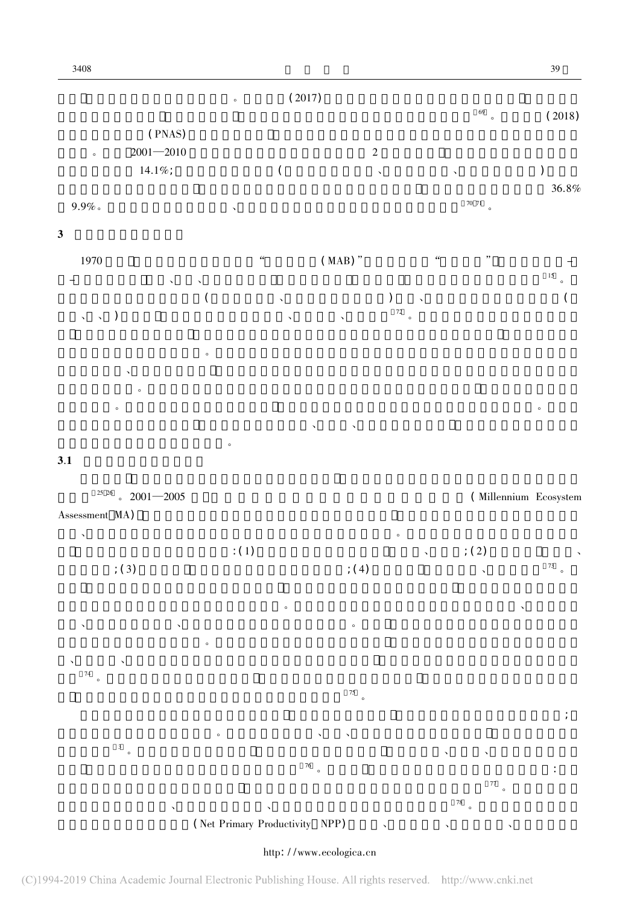。 (2017)

[69]。 (2018)

(PNAS)

。 2001—2010 2

14.1%; ( 、 、 )

36.8%

9.9%。 、 [70,71]。

## 3

1970 " (MAB)" " " –

– 、 、 [15]。

( 、 ) 、 (

、 、 ) 、 、 [72]。

。

、

。

。 。

、 、

。

### 3.1

[25,26]。 2001—2005 (Millennium Ecosystem Assessment, MA)

、 。

: (1) 、 ; (2) 、

; (3) ; (4) 、 [73]。

。 、

、 、 。

。

、 、

[74]。

[75]。

;

。 、 、

[3]。 、 、

[76]。 :

[77]。

、 、 [78]。

(Net Primary Productivity, NPP) 、 、 、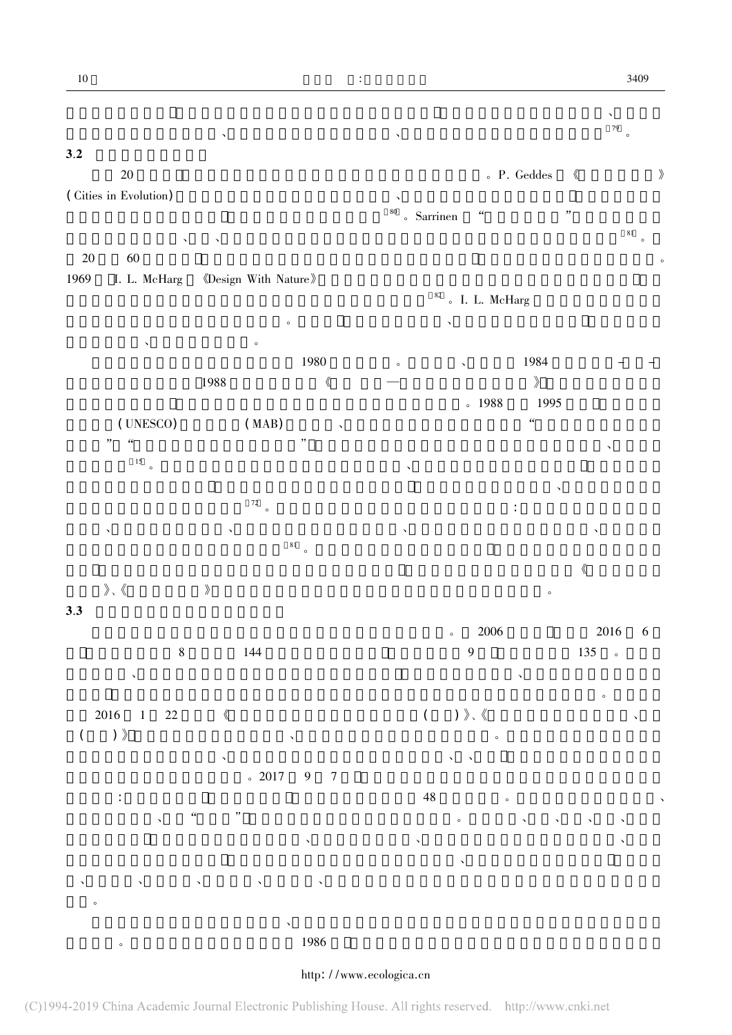、

、 、 [79]。

**3.2**

20 。P. Geddes 《 》

(Cities in Evolution) 、

[80]。Sarrinen "

、 、 [81]。

20 60 。

1969 I. L. McHarg 《Design With Nature》

[82]。I. L. McHarg

。 、

、 。

1980 。 、 1984 – –

1988 《 — 》

。1988 1995

(UNESCO) (MAB) 、 "

" " " 、

[15]。 、

、

[72]。 :

、 、 、 、

[81]。

《

》、《 》 。

**3.3**

。 2006 2016 6

8 144 9 135 。

、 、

。

2016 1 22 《 ( )》、《 、

( )》 、 。

、 、 、

。2017 9 7

: 48 。 、

、 " " 。 、 、 、 、

、 、 、

、

、 、 、 、 、

。

、

。 1986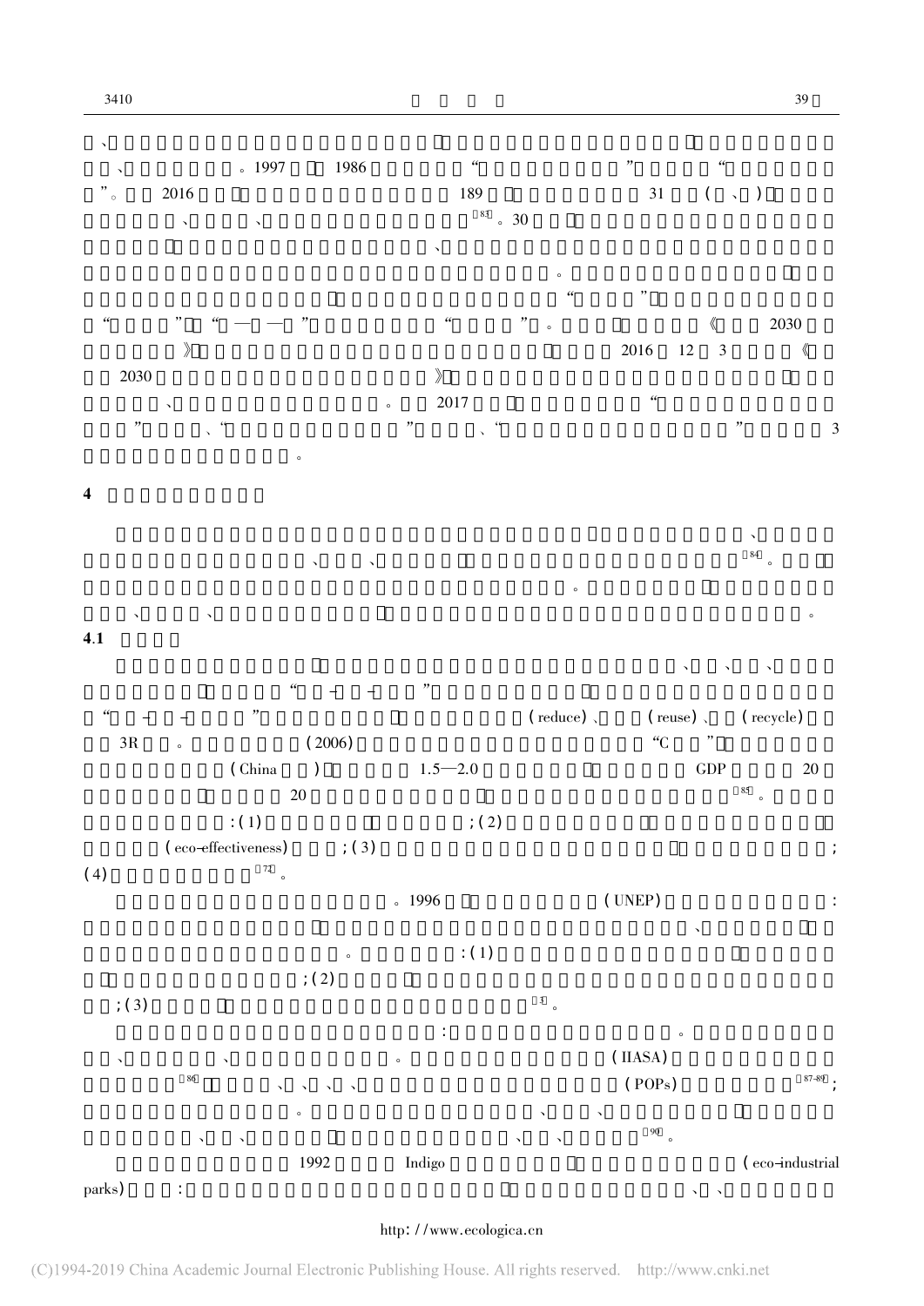、 

、 。1997 1986 " " "

"。 2016 189 31 ( 、 )

、 、 [83]。30

、

。

" "

" " " — — " " " 。 《 2030

》 2016 12 3 《

2030 》

、 。 2017 "

" 、" " 、" " 3

。

**4**

、

、 、 [84]。

。

、 、 。

**4.1**

、 、 、

" — — "

" — — " (reduce)、 (reuse)、 (recycle)

3R 。 (2006) "C "

(China ) 1.5—2.0 GDP 20

20 [85]。

:(1) ;(2)

(eco-effectiveness) ;(3) ;

(4) [72]。

。1996 (UNEP) :

、

。 :(1)

;(2)

;(3) [3]。

: 。

、 、 。 (IIASA)

[86] 、 、 、 、 (POPs) [87-89];

。 、 、

、 、 、 、 [90]。

1992 Indigo (eco-industrial parks) : 、 、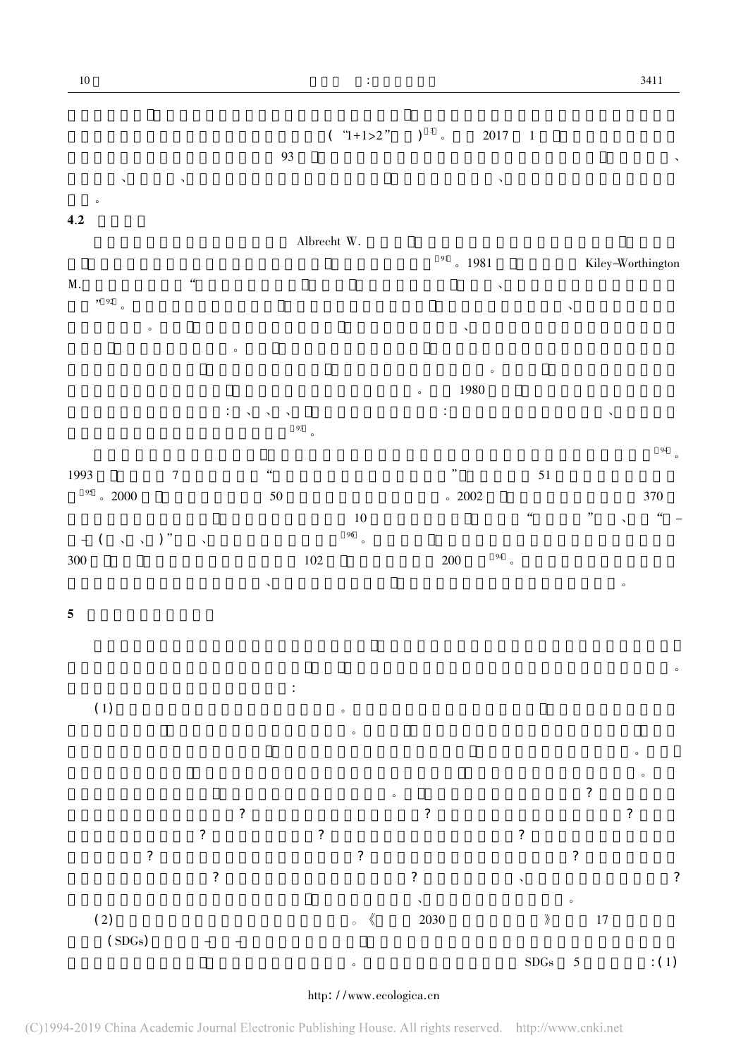(“1+1>2”)[…]。2017 1

93

、

、 、 、

。

## 4.2

Albrecht W.

[91]。1981 Kiley-Worthington M. “ 、 ”[92]。 、

。 、

。

。

。 1980

: 、 、 、 : 、

[93]。

[94]。

1993 7 “ ” 51

[95]。2000 50 。2002 370

10 “ ” 、 “ -

-(、 、)” 、 [96]。

300 102 200 [94]。

、 。

## 5

。

:

(1) 。

。

。

。

。 ?

? ? ?

? ? ?

? ? ?

? ? 、 ?

、 。

(2) 。《 2030 》 17

(SDGs) - -

。 SDGs 5 :(1)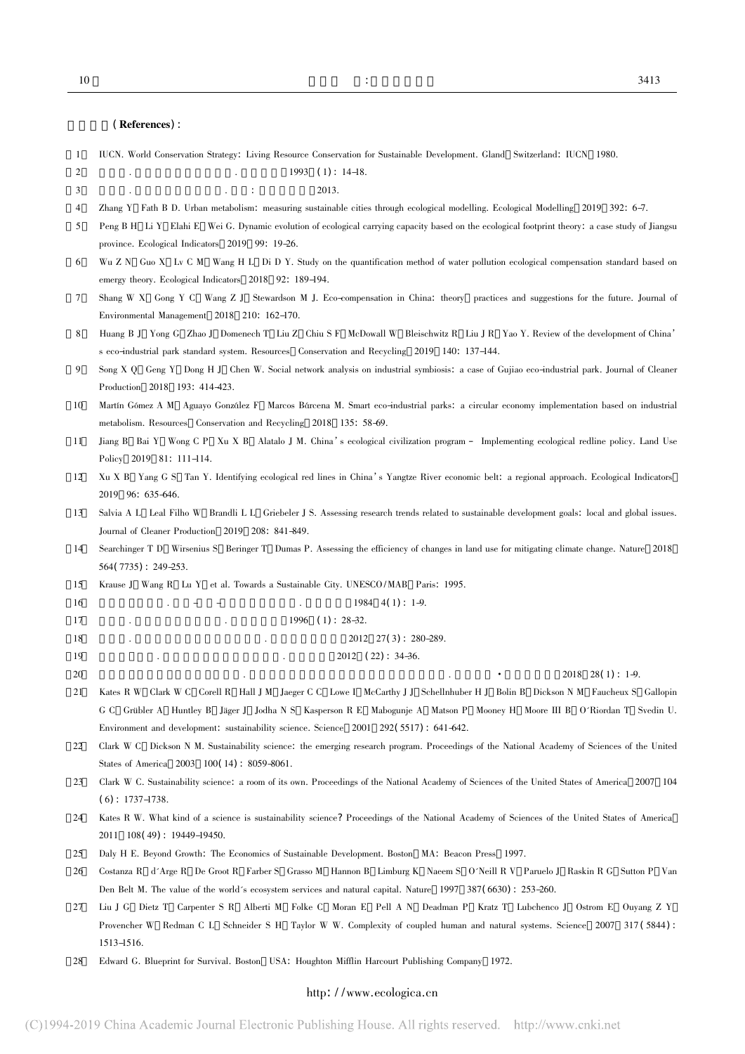## ( References) :

[1] IUCN. World Conservation Strategy: Living Resource Conservation for Sustainable Development. Gland Switzerland: IUCN 1980.

[2] . . 1993 ( 1) : 14-18.

[3] . . : 2013.

[4] Zhang Y Fath B D. Urban metabolism: measuring sustainable cities through ecological modelling. Ecological Modelling 2019 392: 6-7.

[5] Peng B H Li Y Elahi E Wei G. Dynamic evolution of ecological carrying capacity based on the ecological footprint theory: a case study of Jiangsu province. Ecological Indicators 2019 99: 19-26.

[6] Wu Z N Guo X Lv C M Wang H L Di D Y. Study on the quantification method of water pollution ecological compensation standard based on emergy theory. Ecological Indicators 2018 92: 189-194.

[7] Shang W X Gong Y C Wang Z J Stewardson M J. Eco-compensation in China: theory practices and suggestions for the future. Journal of Environmental Management 2018 210: 162-170.

[8] Huang B J Yong G Zhao J Domenech T Liu Z Chiu S F McDowall W Bleischwitz R Liu J R Yao Y. Review of the development of China's eco-industrial park standard system. Resources Conservation and Recycling 2019 140: 137-144.

[9] Song X Q Geng Y Dong H J Chen W. Social network analysis on industrial symbiosis: a case of Gujiao eco-industrial park. Journal of Cleaner Production 2018 193: 414-423.

[10] Martín Gómez A M Aguayo González F Marcos Bárcena M. Smart eco-industrial parks: a circular economy implementation based on industrial metabolism. Resources Conservation and Recycling 2018 135: 58-69.

[11] Jiang B Bai Y Wong C P Xu X B Alatalo J M. China's ecological civilization program - Implementing ecological redline policy. Land Use Policy 2019 81: 111-114.

[12] Xu X B Yang G S Tan Y. Identifying ecological red lines in China's Yangtze River economic belt: a regional approach. Ecological Indicators 2019 96: 635-646.

[13] Salvia A L Leal Filho W Brandli L L Griebeler J S. Assessing research trends related to sustainable development goals: local and global issues. Journal of Cleaner Production 2019 208: 841-849.

[14] Searchinger T D Wirsenius S Beringer T Dumas P. Assessing the efficiency of changes in land use for mitigating climate change. Nature 2018 564( 7735) : 249-253.

[15] Krause J Wang R Lu Y et al. Towards a Sustainable City. UNESCO/MAB Paris: 1995.

[16] . - - . 1984 4( 1) : 1-9.

[17] . . 1996 ( 1) : 28-32.

[18] . . 2012 27( 3) : 280-289.

[19] . . 2012 ( 22) : 34-36.

[20] . . • 2018 28( 1) : 1-9.

[21] Kates R W Clark W C Corell R Hall J M Jaeger C C Lowe I McCarthy J J Schellnhuber H J Bolin B Dickson N M Faucheux S Gallopin G C Grübler A Huntley B Jäger J Jodha N S Kasperson R E Mabogunje A Matson P Mooney H Moore III B O'Riordan T Svedin U. Environment and development: sustainability science. Science 2001 292( 5517) : 641-642.

[22] Clark W C Dickson N M. Sustainability science: the emerging research program. Proceedings of the National Academy of Sciences of the United States of America 2003 100( 14) : 8059-8061.

[23] Clark W C. Sustainability science: a room of its own. Proceedings of the National Academy of Sciences of the United States of America 2007 104 ( 6) : 1737-1738.

[24] Kates R W. What kind of a science is sustainability science? Proceedings of the National Academy of Sciences of the United States of America 2011 108( 49) : 19449-19450.

[25] Daly H E. Beyond Growth: The Economics of Sustainable Development. Boston MA: Beacon Press 1997.

[26] Costanza R d'Arge R De Groot R Farber S Grasso M Hannon B Limburg K Naeem S O'Neill R V Paruelo J Raskin R G Sutton P Van Den Belt M. The value of the world's ecosystem services and natural capital. Nature 1997 387( 6630) : 253-260.

[27] Liu J G Dietz T Carpenter S R Alberti M Folke C Moran E Pell A N Deadman P Kratz T Lubchenco J Ostrom E Ouyang Z Y Provencher W Redman C L Schneider S H Taylor W W. Complexity of coupled human and natural systems. Science 2007 317( 5844) : 1513-1516.

[28] Edward G. Blueprint for Survival. Boston USA: Houghton Mifflin Harcourt Publishing Company 1972.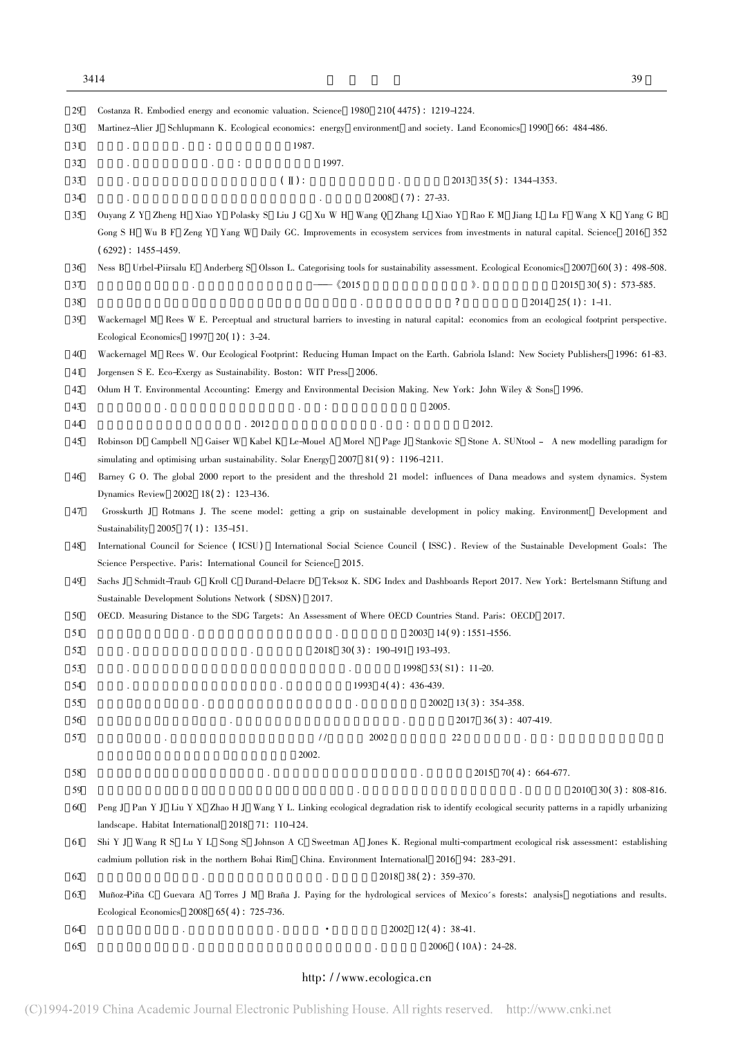[29] Costanza R. Embodied energy and economic valuation. Science, 1980, 210(4475): 1219-1224.

[30] Martinez-Alier J, Schlupmann K. Ecological economics: energy, environment, and society. Land Economics, 1990, 66: 484-486.

[31] . . : 1987.

[32] . . : 1997.

[33] . (Ⅱ): . 2013, 35(5): 1344-1353.

[34] . . 2008, (7): 27-33.

[35] Ouyang Z Y, Zheng H, Xiao Y, Polasky S, Liu J G, Xu W H, Wang Q, Zhang L, Xiao Y, Rao E M, Jiang L, Lu F, Wang X K, Yang G B, Gong S H, Wu B F, Zeng Y, Yang W, Daily GC. Improvements in ecosystem services from investments in natural capital. Science, 2016, 352(6292): 1455-1459.

[36] Ness B, Urbel-Piirsalu E, Anderberg S, Olsson L. Categorising tools for sustainability assessment. Ecological Economics, 2007, 60(3): 498-508.

[37] . ——《2015 》. 2015, 30(5): 573-585.

[38] . ? 2014, 25(1): 1-11.

[39] Wackernagel M, Rees W E. Perceptual and structural barriers to investing in natural capital: economics from an ecological footprint perspective. Ecological Economics, 1997, 20(1): 3-24.

[40] Wackernagel M, Rees W. Our Ecological Footprint: Reducing Human Impact on the Earth. Gabriola Island: New Society Publishers, 1996: 61-83.

[41] Jorgensen S E. Eco-Exergy as Sustainability. Boston: WIT Press, 2006.

[42] Odum H T. Environmental Accounting: Emergy and Environmental Decision Making. New York: John Wiley & Sons, 1996.

[43] . . : 2005.

[44] . 2012 . : 2012.

[45] Robinson D, Campbell N, Gaiser W, Kabel K, Le-Mouel A, Morel N, Page J, Stankovic S, Stone A. SUNtool - A new modelling paradigm for simulating and optimising urban sustainability. Solar Energy, 2007, 81(9): 1196-1211.

[46] Barney G O. The global 2000 report to the president and the threshold 21 model: influences of Dana meadows and system dynamics. System Dynamics Review, 2002, 18(2): 123-136.

[47] Grosskurth J, Rotmans J. The scene model: getting a grip on sustainable development in policy making. Environment, Development and Sustainability, 2005, 7(1): 135-151.

[48] International Council for Science (ICSU), International Social Science Council (ISSC). Review of the Sustainable Development Goals: The Science Perspective. Paris: International Council for Science, 2015.

[49] Sachs J, Schmidt-Traub G, Kroll C, Durand-Delacre D, Teksoz K. SDG Index and Dashboards Report 2017. New York: Bertelsmann Stiftung and Sustainable Development Solutions Network (SDSN), 2017.

[50] OECD. Measuring Distance to the SDG Targets: An Assessment of Where OECD Countries Stand. Paris: OECD, 2017.

[51] . . 2003, 14(9): 1551-1556.

[52] . . 2018, 30(3): 190-191, 193-193.

[53] . . 1998, 53(S1): 11-20.

[54] . . 1993, 4(4): 436-439.

[55] . . 2002, 13(3): 354-358.

[56] . . 2017, 36(3): 407-419.

[57] . // 2002 22 . : 2002.

[58] . . 2015, 70(4): 664-677.

[59] . . 2010, 30(3): 808-816.

[60] Peng J, Pan Y J, Liu Y X, Zhao H J, Wang Y L. Linking ecological degradation risk to identify ecological security patterns in a rapidly urbanizing landscape. Habitat International, 2018, 71: 110-124.

[61] Shi Y J, Wang R S, Lu Y L, Song S, Johnson A C, Sweetman A, Jones K. Regional multi-compartment ecological risk assessment: establishing cadmium pollution risk in the northern Bohai Rim, China. Environment International, 2016, 94: 283-291.

[62] . . 2018, 38(2): 359-370.

[63] Muñoz-Piña C, Guevara A, Torres J M, Braña J. Paying for the hydrological services of Mexico's forests: analysis, negotiations and results. Ecological Economics, 2008, 65(4): 725-736.

[64] . . • 2002, 12(4): 38-41.

[65] . . 2006, (10A): 24-28.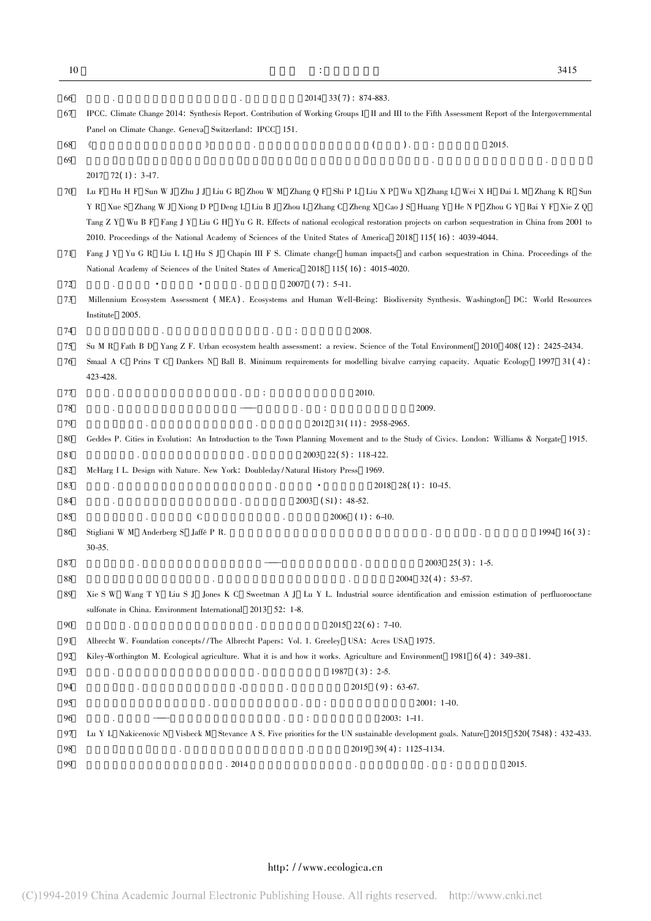[66] . . 2014 33(7): 874-883.

[67] IPCC. Climate Change 2014: Synthesis Report. Contribution of Working Groups I II and III to the Fifth Assessment Report of the Intergovernmental Panel on Climate Change. Geneva Switzerland: IPCC 151.

[68] 《 》 . ( ). : 2015.

[69] . . 2017 72(1): 3-17.

[70] Lu F Hu H F Sun W J Zhu J J Liu G B Zhou W M Zhang Q F Shi P L Liu X P Wu X Zhang L Wei X H Dai L M Zhang K R Sun Y R Xue S Zhang W J Xiong D P Deng L Liu B J Zhou L Zhang C Zheng X Cao J S Huang Y He N P Zhou G Y Bai Y F Xie Z Q Tang Z Y Wu B F Fang J Y Liu G H Yu G R. Effects of national ecological restoration projects on carbon sequestration in China from 2001 to 2010. Proceedings of the National Academy of Sciences of the United States of America 2018 115(16): 4039-4044.

[71] Fang J Y Yu G R Liu L L Hu S J Chapin III F S. Climate change human impacts and carbon sequestration in China. Proceedings of the National Academy of Sciences of the United States of America 2018 115(16): 4015-4020.

[72] . • • . 2007 (7): 5-11.

[73] Millennium Ecosystem Assessment (MEA). Ecosystems and Human Well-Being: Biodiversity Synthesis. Washington DC: World Resources Institute 2005.

[74] . . : 2008.

[75] Su M R Fath B D Yang Z F. Urban ecosystem health assessment: a review. Science of the Total Environment 2010 408(12): 2425-2434.

[76] Smaal A C Prins T C Dankers N Ball B. Minimum requirements for modelling bivalve carrying capacity. Aquatic Ecology 1997 31(4): 423-428.

[77] . . : 2010.

[78] . —— . : 2009.

[79] . . 2012 31(11): 2958-2965.

[80] Geddes P. Cities in Evolution: An Introduction to the Town Planning Movement and to the Study of Civics. London: Williams & Norgate 1915.

[81] . . 2003 22(5): 118-122.

[82] McHarg I L. Design with Nature. New York: Doubleday/Natural History Press 1969.

[83] . . • 2018 28(1): 10-15.

[84] . . 2003 (S1): 48-52.

[85] . C . 2006 (1): 6-10.

[86] Stigliani W M Anderberg S Jaffé P R. . . 1994 16(3): 30-35.

[87] . —— . 2003 25(3): 1-5.

[88] . . 2004 32(4): 53-57.

[89] Xie S W Wang T Y Liu S J Jones K C Sweetman A J Lu Y L. Industrial source identification and emission estimation of perfluorooctane sulfonate in China. Environment International 2013 52: 1-8.

[90] . . 2015 22(6): 7-10.

[91] Albrecht W. Foundation concepts//The Albrecht Papers: Vol. 1. Greeley USA: Acres USA 1975.

[92] Kiley-Worthington M. Ecological agriculture. What it is and how it works. Agriculture and Environment 1981 6(4): 349-381.

[93] . . 1987 (3): 2-5.

[94] . 、 . 2015 (9): 63-67.

[95] . . : 2001: 1-10.

[96] . —— . : 2003: 1-11.

[97] Lu Y L Nakicenovic N Visbeck M Stevance A S. Five priorities for the UN sustainable development goals. Nature 2015 520(7548): 432-433.

[98] . . 2019 39(4): 1125-1134.

[99] . 2014 . . : 2015.